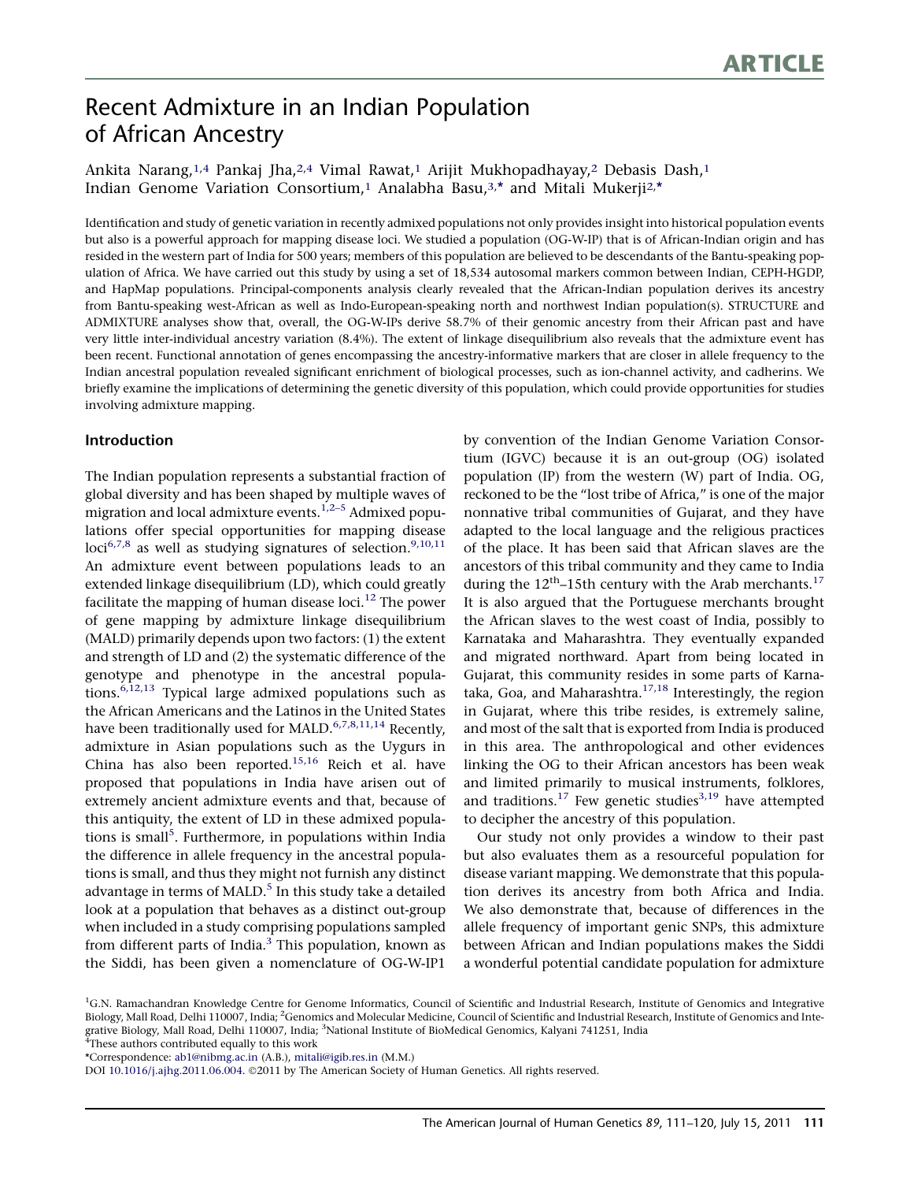ARTICLE

# Recent Admixture in an Indian Population of African Ancestry

Ankita Narang,[1,4] Pankaj Jha,[2,4] Vimal Rawat,[1] Arijit Mukhopadhayay,[2] Debasis Dash,[1] Indian Genome Variation Consortium,[1] Analabha Basu,[3,*] and Mitali Mukerji[2,*]

Identification and study of genetic variation in recently admixed populations not only provides insight into historical population events but also is a powerful approach for mapping disease loci. We studied a population (OG-W-IP) that is of African-Indian origin and has resided in the western part of India for 500 years; members of this population are believed to be descendants of the Bantu-speaking population of Africa. We have carried out this study by using a set of 18,534 autosomal markers common between Indian, CEPH-HGDP, and HapMap populations. Principal-components analysis clearly revealed that the African-Indian population derives its ancestry from Bantu-speaking west-African as well as Indo-European-speaking north and northwest Indian population(s). STRUCTURE and ADMIXTURE analyses show that, overall, the OG-W-IPs derive 58.7% of their genomic ancestry from their African past and have very little inter-individual ancestry variation (8.4%). The extent of linkage disequilibrium also reveals that the admixture event has been recent. Functional annotation of genes encompassing the ancestry-informative markers that are closer in allele frequency to the Indian ancestral population revealed significant enrichment of biological processes, such as ion-channel activity, and cadherins. We briefly examine the implications of determining the genetic diversity of this population, which could provide opportunities for studies involving admixture mapping.

## Introduction

The Indian population represents a substantial fraction of global diversity and has been shaped by multiple waves of migration and local admixture events.[1,2–5] Admixed populations offer special opportunities for mapping disease loci[6,7,8] as well as studying signatures of selection.[9,10,11] An admixture event between populations leads to an extended linkage disequilibrium (LD), which could greatly facilitate the mapping of human disease loci.[12] The power of gene mapping by admixture linkage disequilibrium (MALD) primarily depends upon two factors: (1) the extent and strength of LD and (2) the systematic difference of the genotype and phenotype in the ancestral populations.[6,12,13] Typical large admixed populations such as the African Americans and the Latinos in the United States have been traditionally used for MALD.[6,7,8,11,14] Recently, admixture in Asian populations such as the Uygurs in China has also been reported.[15,16] Reich et al. have proposed that populations in India have arisen out of extremely ancient admixture events and that, because of this antiquity, the extent of LD in these admixed populations is small[5]. Furthermore, in populations within India the difference in allele frequency in the ancestral populations is small, and thus they might not furnish any distinct advantage in terms of MALD.[5] In this study take a detailed look at a population that behaves as a distinct out-group when included in a study comprising populations sampled from different parts of India.[3] This population, known as the Siddi, has been given a nomenclature of OG-W-IP1 by convention of the Indian Genome Variation Consortium (IGVC) because it is an out-group (OG) isolated population (IP) from the western (W) part of India. OG, reckoned to be the "lost tribe of Africa," is one of the major nonnative tribal communities of Gujarat, and they have adapted to the local language and the religious practices of the place. It has been said that African slaves are the ancestors of this tribal community and they came to India during the 12th–15th century with the Arab merchants.[17] It is also argued that the Portuguese merchants brought the African slaves to the west coast of India, possibly to Karnataka and Maharashtra. They eventually expanded and migrated northward. Apart from being located in Gujarat, this community resides in some parts of Karnataka, Goa, and Maharashtra.[17,18] Interestingly, the region in Gujarat, where this tribe resides, is extremely saline, and most of the salt that is exported from India is produced in this area. The anthropological and other evidences linking the OG to their African ancestors has been weak and limited primarily to musical instruments, folklores, and traditions.[17] Few genetic studies[3,19] have attempted to decipher the ancestry of this population.

Our study not only provides a window to their past but also evaluates them as a resourceful population for disease variant mapping. We demonstrate that this population derives its ancestry from both Africa and India. We also demonstrate that, because of differences in the allele frequency of important genic SNPs, this admixture between African and Indian populations makes the Siddi a wonderful potential candidate population for admixture

[1]G.N. Ramachandran Knowledge Centre for Genome Informatics, Council of Scientific and Industrial Research, Institute of Genomics and Integrative Biology, Mall Road, Delhi 110007, India; [2]Genomics and Molecular Medicine, Council of Scientific and Industrial Research, Institute of Genomics and Integrative Biology, Mall Road, Delhi 110007, India; [3]National Institute of BioMedical Genomics, Kalyani 741251, India

[4]These authors contributed equally to this work

*Correspondence: ab1@nibmg.ac.in (A.B.), mitali@igib.res.in (M.M.)

DOI 10.1016/j.ajhg.2011.06.004. ©2011 by The American Society of Human Genetics. All rights reserved.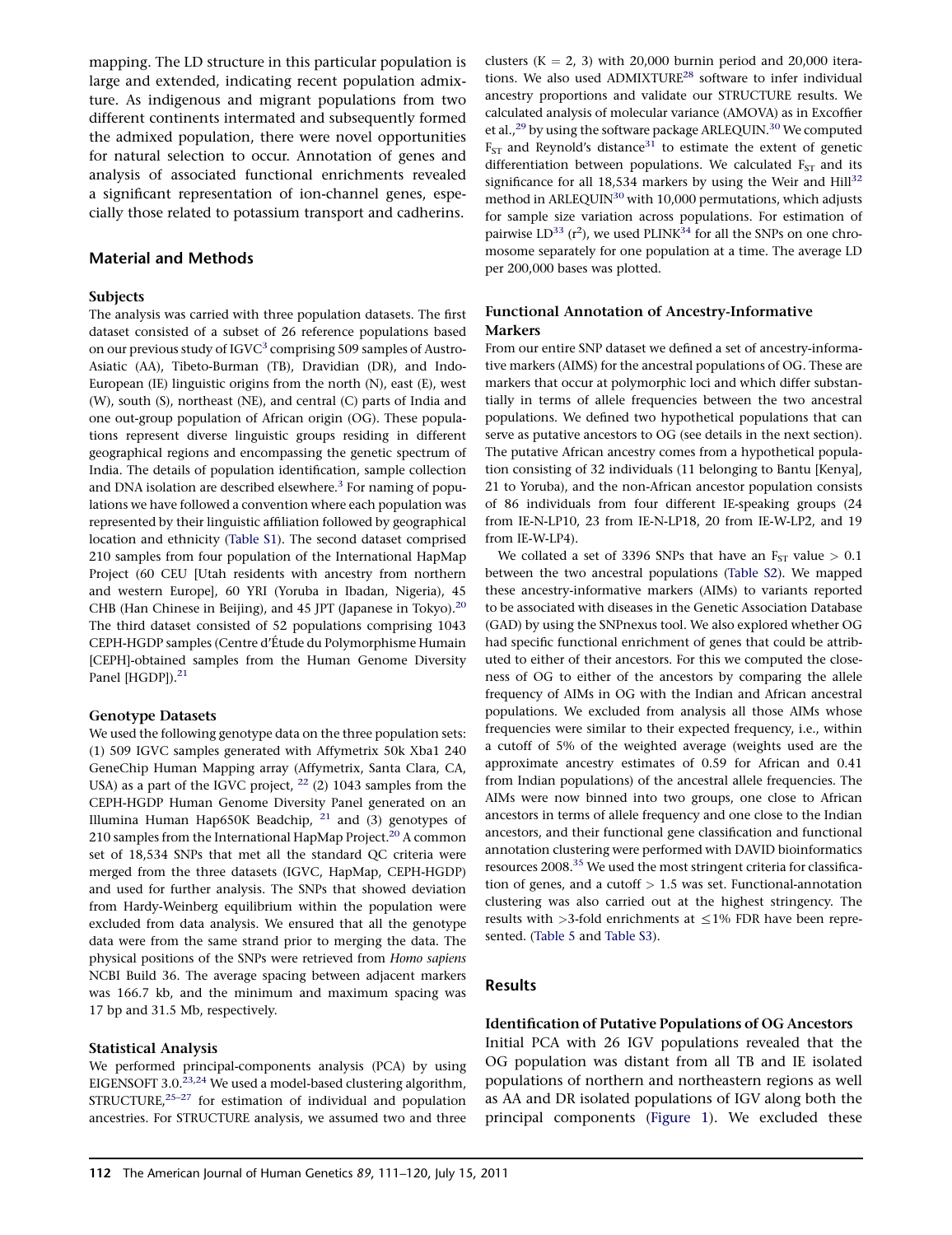mapping. The LD structure in this particular population is large and extended, indicating recent population admixture. As indigenous and migrant populations from two different continents intermated and subsequently formed the admixed population, there were novel opportunities for natural selection to occur. Annotation of genes and analysis of associated functional enrichments revealed a significant representation of ion-channel genes, especially those related to potassium transport and cadherins.

## Material and Methods

### Subjects

The analysis was carried with three population datasets. The first dataset consisted of a subset of 26 reference populations based on our previous study of IGVC[3] comprising 509 samples of Austro-Asiatic (AA), Tibeto-Burman (TB), Dravidian (DR), and Indo-European (IE) linguistic origins from the north (N), east (E), west (W), south (S), northeast (NE), and central (C) parts of India and one out-group population of African origin (OG). These populations represent diverse linguistic groups residing in different geographical regions and encompassing the genetic spectrum of India. The details of population identification, sample collection and DNA isolation are described elsewhere.[3] For naming of populations we have followed a convention where each population was represented by their linguistic affiliation followed by geographical location and ethnicity (Table S1). The second dataset comprised 210 samples from four population of the International HapMap Project (60 CEU [Utah residents with ancestry from northern and western Europe], 60 YRI (Yoruba in Ibadan, Nigeria), 45 CHB (Han Chinese in Beijing), and 45 JPT (Japanese in Tokyo).[20] The third dataset consisted of 52 populations comprising 1043 CEPH-HGDP samples (Centre d'Étude du Polymorphisme Humain [CEPH]-obtained samples from the Human Genome Diversity Panel [HGDP]).[21]

### Genotype Datasets

We used the following genotype data on the three population sets: (1) 509 IGVC samples generated with Affymetrix 50k Xba1 240 GeneChip Human Mapping array (Affymetrix, Santa Clara, CA, USA) as a part of the IGVC project, [22] (2) 1043 samples from the CEPH-HGDP Human Genome Diversity Panel generated on an Illumina Human Hap650K Beadchip, [21] and (3) genotypes of 210 samples from the International HapMap Project.[20] A common set of 18,534 SNPs that met all the standard QC criteria were merged from the three datasets (IGVC, HapMap, CEPH-HGDP) and used for further analysis. The SNPs that showed deviation from Hardy-Weinberg equilibrium within the population were excluded from data analysis. We ensured that all the genotype data were from the same strand prior to merging the data. The physical positions of the SNPs were retrieved from *Homo sapiens* NCBI Build 36. The average spacing between adjacent markers was 166.7 kb, and the minimum and maximum spacing was 17 bp and 31.5 Mb, respectively.

### Statistical Analysis

We performed principal-components analysis (PCA) by using EIGENSOFT 3.0.[23,24] We used a model-based clustering algorithm, STRUCTURE,[25–27] for estimation of individual and population ancestries. For STRUCTURE analysis, we assumed two and three clusters ($K = 2, 3$) with 20,000 burnin period and 20,000 iterations. We also used ADMIXTURE[28] software to infer individual ancestry proportions and validate our STRUCTURE results. We calculated analysis of molecular variance (AMOVA) as in Excoffier et al.,[29] by using the software package ARLEQUIN.[30] We computed $F_{ST}$ and Reynold's distance[31] to estimate the extent of genetic differentiation between populations. We calculated $F_{ST}$ and its significance for all 18,534 markers by using the Weir and Hill[32] method in ARLEQUIN[30] with 10,000 permutations, which adjusts for sample size variation across populations. For estimation of pairwise LD[33] ($r^2$), we used PLINK[34] for all the SNPs on one chromosome separately for one population at a time. The average LD per 200,000 bases was plotted.

### Functional Annotation of Ancestry-Informative Markers

From our entire SNP dataset we defined a set of ancestry-informative markers (AIMS) for the ancestral populations of OG. These are markers that occur at polymorphic loci and which differ substantially in terms of allele frequencies between the two ancestral populations. We defined two hypothetical populations that can serve as putative ancestors to OG (see details in the next section). The putative African ancestry comes from a hypothetical population consisting of 32 individuals (11 belonging to Bantu [Kenya], 21 to Yoruba), and the non-African ancestor population consists of 86 individuals from four different IE-speaking groups (24 from IE-N-LP10, 23 from IE-N-LP18, 20 from IE-W-LP2, and 19 from IE-W-LP4).

We collated a set of 3396 SNPs that have an $F_{ST}$ value $> 0.1$ between the two ancestral populations (Table S2). We mapped these ancestry-informative markers (AIMs) to variants reported to be associated with diseases in the Genetic Association Database (GAD) by using the SNPnexus tool. We also explored whether OG had specific functional enrichment of genes that could be attributed to either of their ancestors. For this we computed the closeness of OG to either of the ancestors by comparing the allele frequency of AIMs in OG with the Indian and African ancestral populations. We excluded from analysis all those AIMs whose frequencies were similar to their expected frequency, i.e., within a cutoff of 5% of the weighted average (weights used are the approximate ancestry estimates of 0.59 for African and 0.41 from Indian populations) of the ancestral allele frequencies. The AIMs were now binned into two groups, one close to African ancestors in terms of allele frequency and one close to the Indian ancestors, and their functional gene classification and functional annotation clustering were performed with DAVID bioinformatics resources 2008.[35] We used the most stringent criteria for classification of genes, and a cutoff $> 1.5$ was set. Functional-annotation clustering was also carried out at the highest stringency. The results with $>3$-fold enrichments at $\leq 1\%$ FDR have been represented. (Table 5 and Table S3).

## Results

### Identification of Putative Populations of OG Ancestors

Initial PCA with 26 IGV populations revealed that the OG population was distant from all TB and IE isolated populations of northern and northeastern regions as well as AA and DR isolated populations of IGV along both the principal components (Figure 1). We excluded these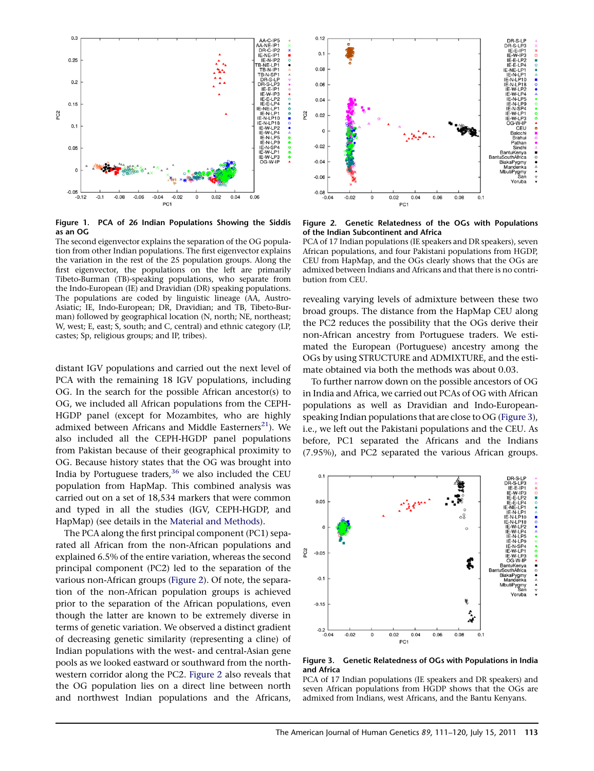**Figure 1. PCA of 26 Indian Populations Showing the Siddis as an OG**

The second eigenvector explains the separation of the OG population from other Indian populations. The first eigenvector explains the variation in the rest of the 25 population groups. Along the first eigenvector, the populations on the left are primarily Tibeto-Burman (TB)-speaking populations, who separate from the Indo-European (IE) and Dravidian (DR) speaking populations. The populations are coded by linguistic lineage (AA, Austro-Asiatic; IE, Indo-European; DR, Dravidian; and TB, Tibeto-Burman) followed by geographical location (N, north; NE, northeast; W, west; E, east; S, south; and C, central) and ethnic category (LP, castes; Sp, religious groups; and IP, tribes).

**Figure 2. Genetic Relatedness of the OGs with Populations of the Indian Subcontinent and Africa**

PCA of 17 Indian populations (IE speakers and DR speakers), seven African populations, and four Pakistani populations from HGDP, CEU from HapMap, and the OGs clearly shows that the OGs are admixed between Indians and Africans and that there is no contribution from CEU.

distant IGV populations and carried out the next level of PCA with the remaining 18 IGV populations, including OG. In the search for the possible African ancestor(s) to OG, we included all African populations from the CEPH-HGDP panel (except for Mozambites, who are highly admixed between Africans and Middle Easterners[21]). We also included all the CEPH-HGDP panel populations from Pakistan because of their geographical proximity to OG. Because history states that the OG was brought into India by Portuguese traders,[36] we also included the CEU population from HapMap. This combined analysis was carried out on a set of 18,534 markers that were common and typed in all the studies (IGV, CEPH-HGDP, and HapMap) (see details in the Material and Methods).

The PCA along the first principal component (PC1) separated all African from the non-African populations and explained 6.5% of the entire variation, whereas the second principal component (PC2) led to the separation of the various non-African groups (Figure 2). Of note, the separation of the non-African population groups is achieved prior to the separation of the African populations, even though the latter are known to be extremely diverse in terms of genetic variation. We observed a distinct gradient of decreasing genetic similarity (representing a cline) of Indian populations with the west- and central-Asian gene pools as we looked eastward or southward from the northwestern corridor along the PC2. Figure 2 also reveals that the OG population lies on a direct line between north and northwest Indian populations and the Africans, revealing varying levels of admixture between these two broad groups. The distance from the HapMap CEU along the PC2 reduces the possibility that the OGs derive their non-African ancestry from Portuguese traders. We estimated the European (Portuguese) ancestry among the OGs by using STRUCTURE and ADMIXTURE, and the estimate obtained via both the methods was about 0.03.

To further narrow down on the possible ancestors of OG in India and Africa, we carried out PCAs of OG with African populations as well as Dravidian and Indo-European-speaking Indian populations that are close to OG (Figure 3), i.e., we left out the Pakistani populations and the CEU. As before, PC1 separated the Africans and the Indians (7.95%), and PC2 separated the various African groups.

**Figure 3. Genetic Relatedness of OGs with Populations in India and Africa**

PCA of 17 Indian populations (IE speakers and DR speakers) and seven African populations from HGDP shows that the OGs are admixed from Indians, west Africans, and the Bantu Kenyans.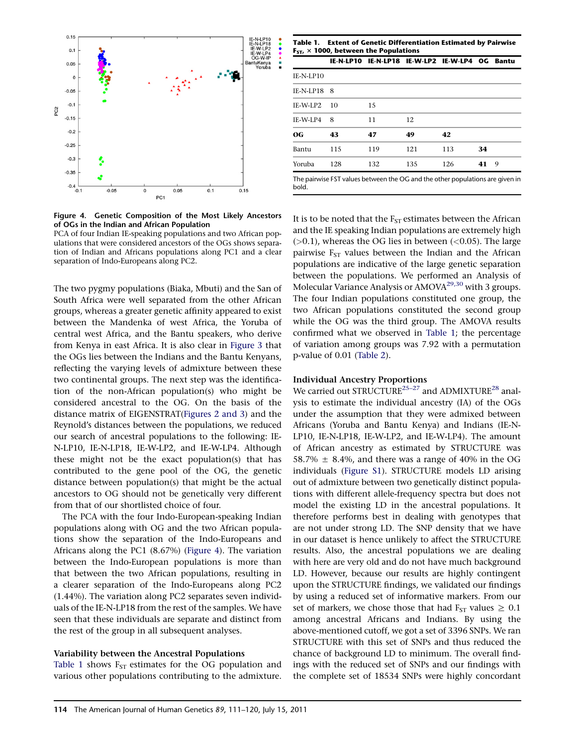**Figure 4. Genetic Composition of the Most Likely Ancestors of OGs in the Indian and African Population**

PCA of four Indian IE-speaking populations and two African populations that were considered ancestors of the OGs shows separation of Indian and African populations along PC1 and a clear separation of Indo-Europeans along PC2.

The two pygmy populations (Biaka, Mbuti) and the San of South Africa were well separated from the other African groups, whereas a greater genetic affinity appeared to exist between the Mandenka of west Africa, the Yoruba of central west Africa, and the Bantu speakers, who derive from Kenya in east Africa. It is also clear in Figure 3 that the OGs lies between the Indians and the Bantu Kenyans, reflecting the varying levels of admixture between these two continental groups. The next step was the identification of the non-African population(s) who might be considered ancestral to the OG. On the basis of the distance matrix of EIGENSTRAT(Figures 2 and 3) and the Reynold's distances between the populations, we reduced our search of ancestral populations to the following: IE-N-LP10, IE-N-LP18, IE-W-LP2, and IE-W-LP4. Although these might not be the exact population(s) that has contributed to the gene pool of the OG, the genetic distance between population(s) that might be the actual ancestors to OG should not be genetically very different from that of our shortlisted choice of four.

The PCA with the four Indo-European-speaking Indian populations along with OG and the two African populations show the separation of the Indo-Europeans and Africans along the PC1 (8.67%) (Figure 4). The variation between the Indo-European populations is more than that between the two African populations, resulting in a clearer separation of the Indo-Europeans along PC2 (1.44%). The variation along PC2 separates seven individuals of the IE-N-LP18 from the rest of the samples. We have seen that these individuals are separate and distinct from the rest of the group in all subsequent analyses.

### Variability between the Ancestral Populations

Table 1 shows $F_{ST}$ estimates for the OG population and various other populations contributing to the admixture.

**Table 1. Extent of Genetic Differentiation Estimated by Pairwise $F_{ST}$, × 1000, between the Populations**

| | IE-N-LP10 | IE-N-LP18 | IE-W-LP2 | IE-W-LP4 | OG | Bantu |
|---|---|---|---|---|---|---|
| IE-N-LP10 | | | | | | |
| IE-N-LP18 | 8 | | | | | |
| IE-W-LP2 | 10 | 15 | | | | |
| IE-W-LP4 | 8 | 11 | 12 | | | |
| **OG** | **43** | **47** | **49** | **42** | | |
| Bantu | 115 | 119 | 121 | 113 | **34** | |
| Yoruba | 128 | 132 | 135 | 126 | **41** | 9 |

The pairwise FST values between the OG and the other populations are given in bold.

It is to be noted that the $F_{ST}$ estimates between the African and the IE speaking Indian populations are extremely high (>0.1), whereas the OG lies in between (<0.05). The large pairwise $F_{ST}$ values between the Indian and the African populations are indicative of the large genetic separation between the populations. We performed an Analysis of Molecular Variance Analysis or AMOVA[29,30] with 3 groups. The four Indian populations constituted one group, the two African populations constituted the second group while the OG was the third group. The AMOVA results confirmed what we observed in Table 1; the percentage of variation among groups was 7.92 with a permutation p-value of 0.01 (Table 2).

### Individual Ancestry Proportions

We carried out STRUCTURE[25–27] and ADMIXTURE[28] analysis to estimate the individual ancestry (IA) of the OGs under the assumption that they were admixed between Africans (Yoruba and Bantu Kenya) and Indians (IE-N-LP10, IE-N-LP18, IE-W-LP2, and IE-W-LP4). The amount of African ancestry as estimated by STRUCTURE was 58.7% ± 8.4%, and there was a range of 40% in the OG individuals (Figure S1). STRUCTURE models LD arising out of admixture between two genetically distinct populations with different allele-frequency spectra but does not model the existing LD in the ancestral populations. It therefore performs best in dealing with genotypes that are not under strong LD. The SNP density that we have in our dataset is hence unlikely to affect the STRUCTURE results. Also, the ancestral populations we are dealing with here are very old and do not have much background LD. However, because our results are highly contingent upon the STRUCTURE findings, we validated our findings by using a reduced set of informative markers. From our set of markers, we chose those that had $F_{ST}$ values ≥ 0.1 among ancestral Africans and Indians. By using the above-mentioned cutoff, we got a set of 3396 SNPs. We ran STRUCTURE with this set of SNPs and thus reduced the chance of background LD to minimum. The overall findings with the reduced set of SNPs and our findings with the complete set of 18534 SNPs were highly concordant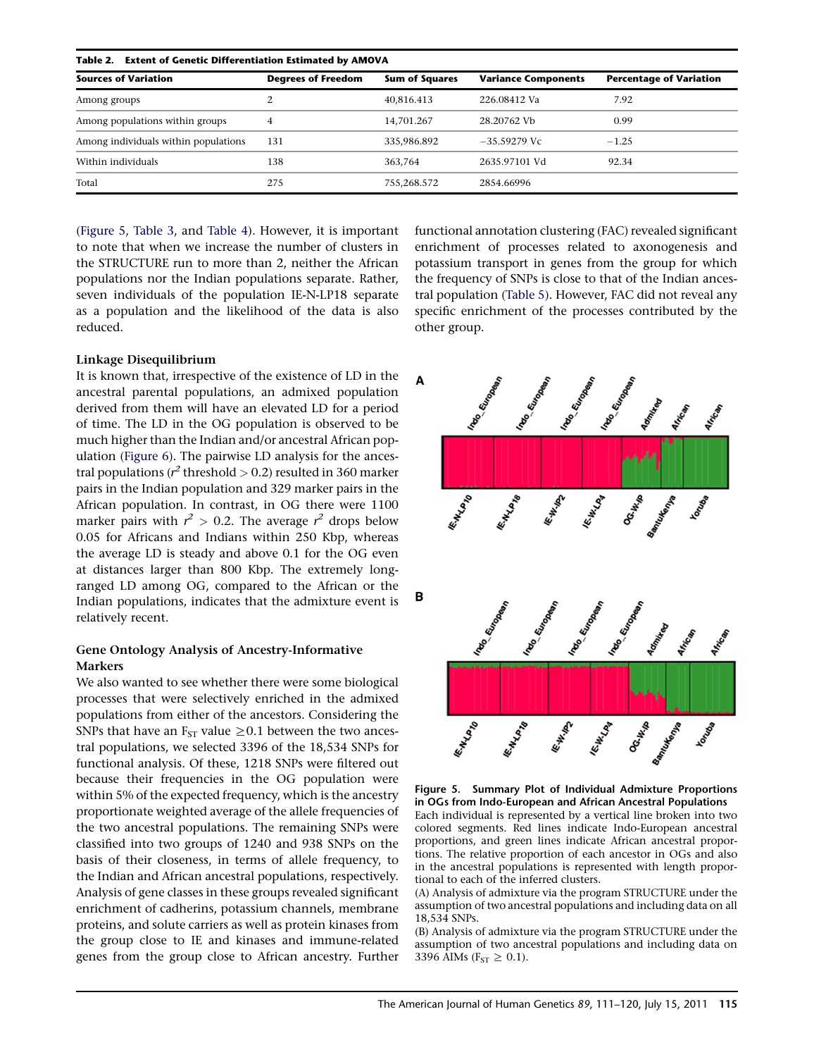**Table 2. Extent of Genetic Differentiation Estimated by AMOVA**

| Sources of Variation | Degrees of Freedom | Sum of Squares | Variance Components | Percentage of Variation |
|---|---|---|---|---|
| Among groups | 2 | 40,816.413 | 226.08412 Va | 7.92 |
| Among populations within groups | 4 | 14,701.267 | 28.20762 Vb | 0.99 |
| Among individuals within populations | 131 | 335,986.892 | −35.59279 Vc | −1.25 |
| Within individuals | 138 | 363,764 | 2635.97101 Vd | 92.34 |
| Total | 275 | 755,268.572 | 2854.66996 | |

(Figure 5, Table 3, and Table 4). However, it is important to note that when we increase the number of clusters in the STRUCTURE run to more than 2, neither the African populations nor the Indian populations separate. Rather, seven individuals of the population IE-N-LP18 separate as a population and the likelihood of the data is also reduced.

### Linkage Disequilibrium

It is known that, irrespective of the existence of LD in the ancestral parental populations, an admixed population derived from them will have an elevated LD for a period of time. The LD in the OG population is observed to be much higher than the Indian and/or ancestral African population (Figure 6). The pairwise LD analysis for the ancestral populations ($r^2$ threshold $> 0.2$) resulted in 360 marker pairs in the Indian population and 329 marker pairs in the African population. In contrast, in OG there were 1100 marker pairs with $r^2 > 0.2$. The average $r^2$ drops below 0.05 for Africans and Indians within 250 Kbp, whereas the average LD is steady and above 0.1 for the OG even at distances larger than 800 Kbp. The extremely long-ranged LD among OG, compared to the African or the Indian populations, indicates that the admixture event is relatively recent.

### Gene Ontology Analysis of Ancestry-Informative Markers

We also wanted to see whether there were some biological processes that were selectively enriched in the admixed populations from either of the ancestors. Considering the SNPs that have an $F_{ST}$ value $\geq 0.1$ between the two ancestral populations, we selected 3396 of the 18,534 SNPs for functional analysis. Of these, 1218 SNPs were filtered out because their frequencies in the OG population were within 5% of the expected frequency, which is the ancestry proportionate weighted average of the allele frequencies of the two ancestral populations. The remaining SNPs were classified into two groups of 1240 and 938 SNPs on the basis of their closeness, in terms of allele frequency, to the Indian and African ancestral populations, respectively. Analysis of gene classes in these groups revealed significant enrichment of cadherins, potassium channels, membrane proteins, and solute carriers as well as protein kinases from the group close to IE and kinases and immune-related genes from the group close to African ancestry. Further functional annotation clustering (FAC) revealed significant enrichment of processes related to axonogenesis and potassium transport in genes from the group for which the frequency of SNPs is close to that of the Indian ancestral population (Table 5). However, FAC did not reveal any specific enrichment of the processes contributed by the other group.

**Figure 5. Summary Plot of Individual Admixture Proportions in OGs from Indo-European and African Ancestral Populations**

Each individual is represented by a vertical line broken into two colored segments. Red lines indicate Indo-European ancestral proportions, and green lines indicate African ancestral proportions. The relative proportion of each ancestor in OGs and also in the ancestral populations is represented with length proportional to each of the inferred clusters.

(A) Analysis of admixture via the program STRUCTURE under the assumption of two ancestral populations and including data on all 18,534 SNPs.

(B) Analysis of admixture via the program STRUCTURE under the assumption of two ancestral populations and including data on 3396 AIMs ($F_{ST} \geq 0.1$).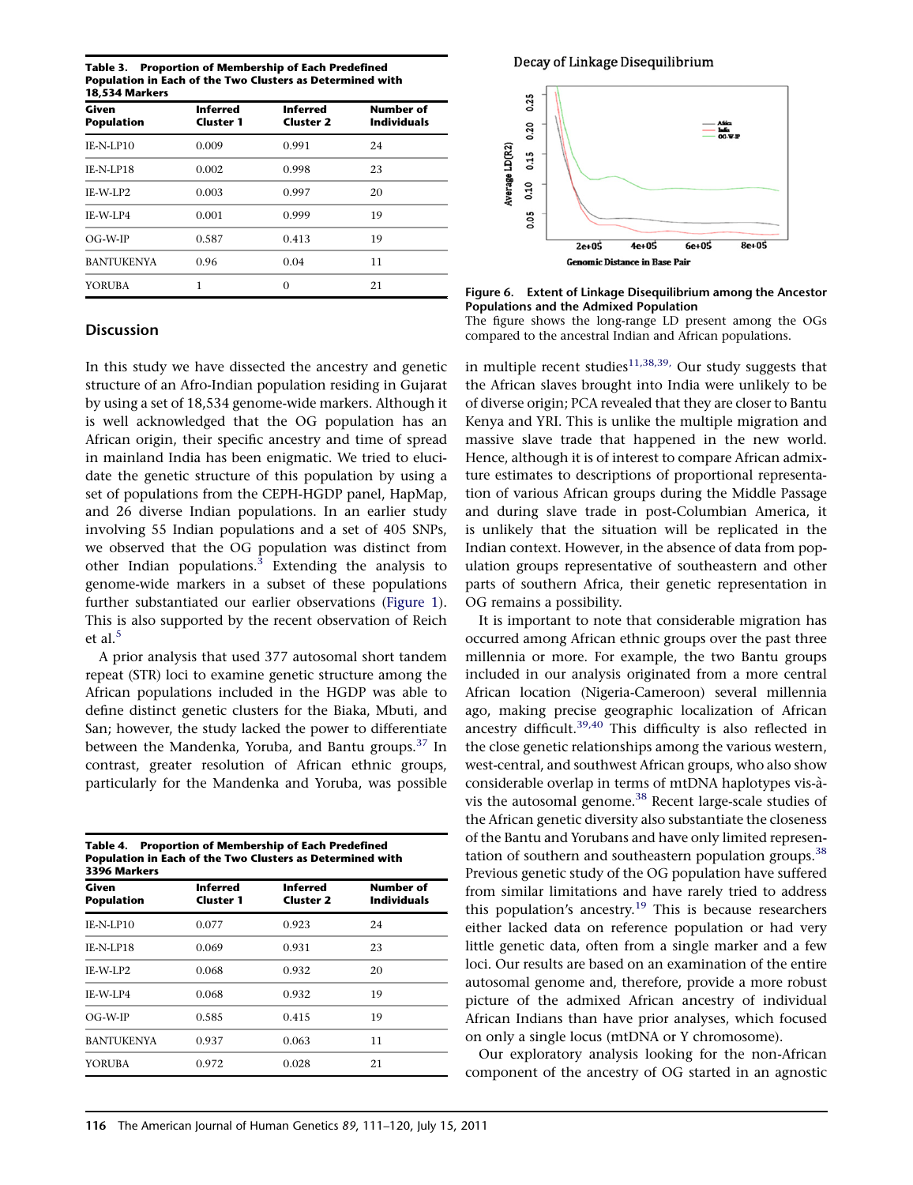**Table 3. Proportion of Membership of Each Predefined Population in Each of the Two Clusters as Determined with 18,534 Markers**

| Given Population | Inferred Cluster 1 | Inferred Cluster 2 | Number of Individuals |
|---|---|---|---|
| IE-N-LP10 | 0.009 | 0.991 | 24 |
| IE-N-LP18 | 0.002 | 0.998 | 23 |
| IE-W-LP2 | 0.003 | 0.997 | 20 |
| IE-W-LP4 | 0.001 | 0.999 | 19 |
| OG-W-IP | 0.587 | 0.413 | 19 |
| BANTUKENYA | 0.96 | 0.04 | 11 |
| YORUBA | 1 | 0 | 21 |

## Discussion

In this study we have dissected the ancestry and genetic structure of an Afro-Indian population residing in Gujarat by using a set of 18,534 genome-wide markers. Although it is well acknowledged that the OG population has an African origin, their specific ancestry and time of spread in mainland India has been enigmatic. We tried to elucidate the genetic structure of this population by using a set of populations from the CEPH-HGDP panel, HapMap, and 26 diverse Indian populations. In an earlier study involving 55 Indian populations and a set of 405 SNPs, we observed that the OG population was distinct from other Indian populations.[3] Extending the analysis to genome-wide markers in a subset of these populations further substantiated our earlier observations (Figure 1). This is also supported by the recent observation of Reich et al.[5]

A prior analysis that used 377 autosomal short tandem repeat (STR) loci to examine genetic structure among the African populations included in the HGDP was able to define distinct genetic clusters for the Biaka, Mbuti, and San; however, the study lacked the power to differentiate between the Mandenka, Yoruba, and Bantu groups.[37] In contrast, greater resolution of African ethnic groups, particularly for the Mandenka and Yoruba, was possible

**Table 4. Proportion of Membership of Each Predefined Population in Each of the Two Clusters as Determined with 3396 Markers**

| Given Population | Inferred Cluster 1 | Inferred Cluster 2 | Number of Individuals |
|---|---|---|---|
| IE-N-LP10 | 0.077 | 0.923 | 24 |
| IE-N-LP18 | 0.069 | 0.931 | 23 |
| IE-W-LP2 | 0.068 | 0.932 | 20 |
| IE-W-LP4 | 0.068 | 0.932 | 19 |
| OG-W-IP | 0.585 | 0.415 | 19 |
| BANTUKENYA | 0.937 | 0.063 | 11 |
| YORUBA | 0.972 | 0.028 | 21 |

**Figure 6. Extent of Linkage Disequilibrium among the Ancestor Populations and the Admixed Population**
The figure shows the long-range LD present among the OGs compared to the ancestral Indian and African populations.

in multiple recent studies[11,38,39]. Our study suggests that the African slaves brought into India were unlikely to be of diverse origin; PCA revealed that they are closer to Bantu Kenya and YRI. This is unlike the multiple migration and massive slave trade that happened in the new world. Hence, although it is of interest to compare African admixture estimates to descriptions of proportional representation of various African groups during the Middle Passage and during slave trade in post-Columbian America, it is unlikely that the situation will be replicated in the Indian context. However, in the absence of data from population groups representative of southeastern and other parts of southern Africa, their genetic representation in OG remains a possibility.

It is important to note that considerable migration has occurred among African ethnic groups over the past three millennia or more. For example, the two Bantu groups included in our analysis originated from a more central African location (Nigeria-Cameroon) several millennia ago, making precise geographic localization of African ancestry difficult.[39,40] This difficulty is also reflected in the close genetic relationships among the various western, west-central, and southwest African groups, who also show considerable overlap in terms of mtDNA haplotypes vis-à-vis the autosomal genome.[38] Recent large-scale studies of the African genetic diversity also substantiate the closeness of the Bantu and Yorubans and have only limited representation of southern and southeastern population groups.[38] Previous genetic study of the OG population have suffered from similar limitations and have rarely tried to address this population's ancestry.[19] This is because researchers either lacked data on reference population or had very little genetic data, often from a single marker and a few loci. Our results are based on an examination of the entire autosomal genome and, therefore, provide a more robust picture of the admixed African ancestry of individual African Indians than have prior analyses, which focused on only a single locus (mtDNA or Y chromosome).

Our exploratory analysis looking for the non-African component of the ancestry of OG started in an agnostic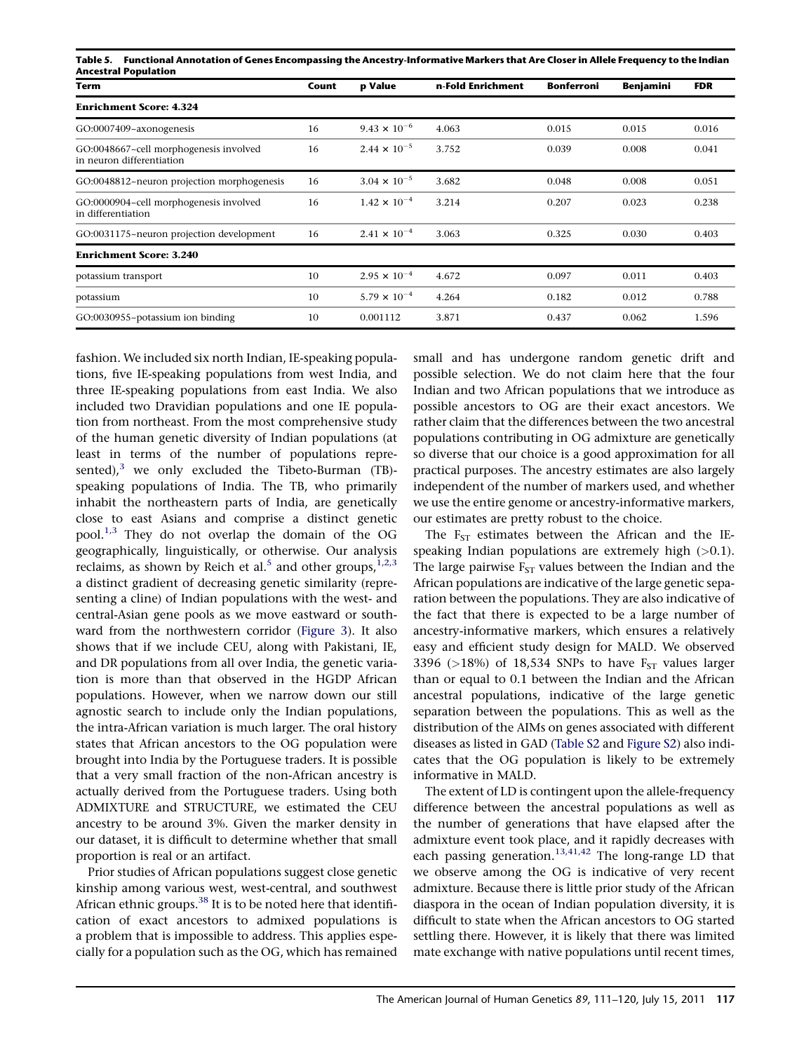**Table 5. Functional Annotation of Genes Encompassing the Ancestry-Informative Markers that Are Closer in Allele Frequency to the Indian Ancestral Population**

| Term | Count | p Value | n-Fold Enrichment | Bonferroni | Benjamini | FDR |
|---|---|---|---|---|---|---|
| **Enrichment Score: 4.324** | | | | | | |
| GO:0007409~axonogenesis | 16 | $9.43 \times 10^{-6}$ | 4.063 | 0.015 | 0.015 | 0.016 |
| GO:0048667~cell morphogenesis involved in neuron differentiation | 16 | $2.44 \times 10^{-5}$ | 3.752 | 0.039 | 0.008 | 0.041 |
| GO:0048812~neuron projection morphogenesis | 16 | $3.04 \times 10^{-5}$ | 3.682 | 0.048 | 0.008 | 0.051 |
| GO:0000904~cell morphogenesis involved in differentiation | 16 | $1.42 \times 10^{-4}$ | 3.214 | 0.207 | 0.023 | 0.238 |
| GO:0031175~neuron projection development | 16 | $2.41 \times 10^{-4}$ | 3.063 | 0.325 | 0.030 | 0.403 |
| **Enrichment Score: 3.240** | | | | | | |
| potassium transport | 10 | $2.95 \times 10^{-4}$ | 4.672 | 0.097 | 0.011 | 0.403 |
| potassium | 10 | $5.79 \times 10^{-4}$ | 4.264 | 0.182 | 0.012 | 0.788 |
| GO:0030955~potassium ion binding | 10 | 0.001112 | 3.871 | 0.437 | 0.062 | 1.596 |

fashion. We included six north Indian, IE-speaking populations, five IE-speaking populations from west India, and three IE-speaking populations from east India. We also included two Dravidian populations and one IE population from northeast. From the most comprehensive study of the human genetic diversity of Indian populations (at least in terms of the number of populations represented),[3] we only excluded the Tibeto-Burman (TB)-speaking populations of India. The TB, who primarily inhabit the northeastern parts of India, are genetically close to east Asians and comprise a distinct genetic pool.[1,3] They do not overlap the domain of the OG geographically, linguistically, or otherwise. Our analysis reclaims, as shown by Reich et al.[5] and other groups,[1,2,3] a distinct gradient of decreasing genetic similarity (representing a cline) of Indian populations with the west- and central-Asian gene pools as we move eastward or southward from the northwestern corridor (Figure 3). It also shows that if we include CEU, along with Pakistani, IE, and DR populations from all over India, the genetic variation is more than that observed in the HGDP African populations. However, when we narrow down our still agnostic search to include only the Indian populations, the intra-African variation is much larger. The oral history states that African ancestors to the OG population were brought into India by the Portuguese traders. It is possible that a very small fraction of the non-African ancestry is actually derived from the Portuguese traders. Using both ADMIXTURE and STRUCTURE, we estimated the CEU ancestry to be around 3%. Given the marker density in our dataset, it is difficult to determine whether that small proportion is real or an artifact.

Prior studies of African populations suggest close genetic kinship among various west, west-central, and southwest African ethnic groups.[38] It is to be noted here that identification of exact ancestors to admixed populations is a problem that is impossible to address. This applies especially for a population such as the OG, which has remained small and has undergone random genetic drift and possible selection. We do not claim here that the four Indian and two African populations that we introduce as possible ancestors to OG are their exact ancestors. We rather claim that the differences between the two ancestral populations contributing in OG admixture are genetically so diverse that our choice is a good approximation for all practical purposes. The ancestry estimates are also largely independent of the number of markers used, and whether we use the entire genome or ancestry-informative markers, our estimates are pretty robust to the choice.

The $F_{ST}$ estimates between the African and the IE-speaking Indian populations are extremely high ($>0.1$). The large pairwise $F_{ST}$ values between the Indian and the African populations are indicative of the large genetic separation between the populations. They are also indicative of the fact that there is expected to be a large number of ancestry-informative markers, which ensures a relatively easy and efficient study design for MALD. We observed 3396 ($>18\%$) of 18,534 SNPs to have $F_{ST}$ values larger than or equal to 0.1 between the Indian and the African ancestral populations, indicative of the large genetic separation between the populations. This as well as the distribution of the AIMs on genes associated with different diseases as listed in GAD (Table S2 and Figure S2) also indicates that the OG population is likely to be extremely informative in MALD.

The extent of LD is contingent upon the allele-frequency difference between the ancestral populations as well as the number of generations that have elapsed after the admixture event took place, and it rapidly decreases with each passing generation.[13,41,42] The long-range LD that we observe among the OG is indicative of very recent admixture. Because there is little prior study of the African diaspora in the ocean of Indian population diversity, it is difficult to state when the African ancestors to OG started settling there. However, it is likely that there was limited mate exchange with native populations until recent times,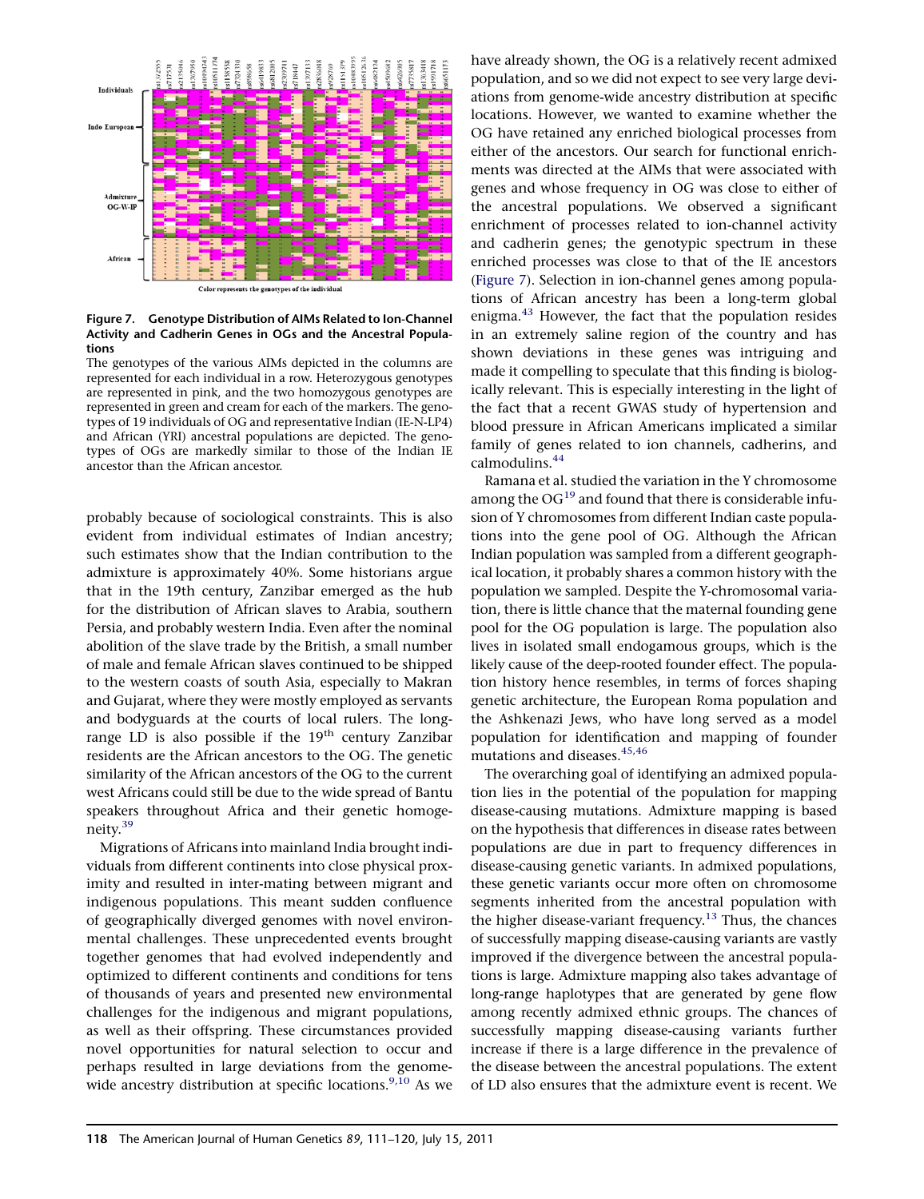Individuals

Indo European

Admixture OG-W-IP

African

Color represents the genotypes of the individual

**Figure 7. Genotype Distribution of AIMs Related to Ion-Channel Activity and Cadherin Genes in OGs and the Ancestral Populations**

The genotypes of the various AIMs depicted in the columns are represented for each individual in a row. Heterozygous genotypes are represented in pink, and the two homozygous genotypes are represented in green and cream for each of the markers. The genotypes of 19 individuals of OG and representative Indian (IE-N-LP4) and African (YRI) ancestral populations are depicted. The genotypes of OGs are markedly similar to those of the Indian IE ancestor than the African ancestor.

probably because of sociological constraints. This is also evident from individual estimates of Indian ancestry; such estimates show that the Indian contribution to the admixture is approximately 40%. Some historians argue that in the 19th century, Zanzibar emerged as the hub for the distribution of African slaves to Arabia, southern Persia, and probably western India. Even after the nominal abolition of the slave trade by the British, a small number of male and female African slaves continued to be shipped to the western coasts of south Asia, especially to Makran and Gujarat, where they were mostly employed as servants and bodyguards at the courts of local rulers. The long-range LD is also possible if the 19th century Zanzibar residents are the African ancestors to the OG. The genetic similarity of the African ancestors of the OG to the current west Africans could still be due to the wide spread of Bantu speakers throughout Africa and their genetic homogeneity.[39]

Migrations of Africans into mainland India brought individuals from different continents into close physical proximity and resulted in inter-mating between migrant and indigenous populations. This meant sudden confluence of geographically diverged genomes with novel environmental challenges. These unprecedented events brought together genomes that had evolved independently and optimized to different continents and conditions for tens of thousands of years and presented new environmental challenges for the indigenous and migrant populations, as well as their offspring. These circumstances provided novel opportunities for natural selection to occur and perhaps resulted in large deviations from the genome-wide ancestry distribution at specific locations.[9,10] As we have already shown, the OG is a relatively recent admixed population, and so we did not expect to see very large deviations from genome-wide ancestry distribution at specific locations. However, we wanted to examine whether the OG have retained any enriched biological processes from either of the ancestors. Our search for functional enrichments was directed at the AIMs that were associated with genes and whose frequency in OG was close to either of the ancestral populations. We observed a significant enrichment of processes related to ion-channel activity and cadherin genes; the genotypic spectrum in these enriched processes was close to that of the IE ancestors (Figure 7). Selection in ion-channel genes among populations of African ancestry has been a long-term global enigma.[43] However, the fact that the population resides in an extremely saline region of the country and has shown deviations in these genes was intriguing and made it compelling to speculate that this finding is biologically relevant. This is especially interesting in the light of the fact that a recent GWAS study of hypertension and blood pressure in African Americans implicated a similar family of genes related to ion channels, cadherins, and calmodulins.[44]

Ramana et al. studied the variation in the Y chromosome among the OG[19] and found that there is considerable infusion of Y chromosomes from different Indian caste populations into the gene pool of OG. Although the African Indian population was sampled from a different geographical location, it probably shares a common history with the population we sampled. Despite the Y-chromosomal variation, there is little chance that the maternal founding gene pool for the OG population is large. The population also lives in isolated small endogamous groups, which is the likely cause of the deep-rooted founder effect. The population history hence resembles, in terms of forces shaping genetic architecture, the European Roma population and the Ashkenazi Jews, who have long served as a model population for identification and mapping of founder mutations and diseases.[45,46]

The overarching goal of identifying an admixed population lies in the potential of the population for mapping disease-causing mutations. Admixture mapping is based on the hypothesis that differences in disease rates between populations are due in part to frequency differences in disease-causing genetic variants. In admixed populations, these genetic variants occur more often on chromosome segments inherited from the ancestral population with the higher disease-variant frequency.[13] Thus, the chances of successfully mapping disease-causing variants are vastly improved if the divergence between the ancestral populations is large. Admixture mapping also takes advantage of long-range haplotypes that are generated by gene flow among recently admixed ethnic groups. The chances of successfully mapping disease-causing variants further increase if there is a large difference in the prevalence of the disease between the ancestral populations. The extent of LD also ensures that the admixture event is recent. We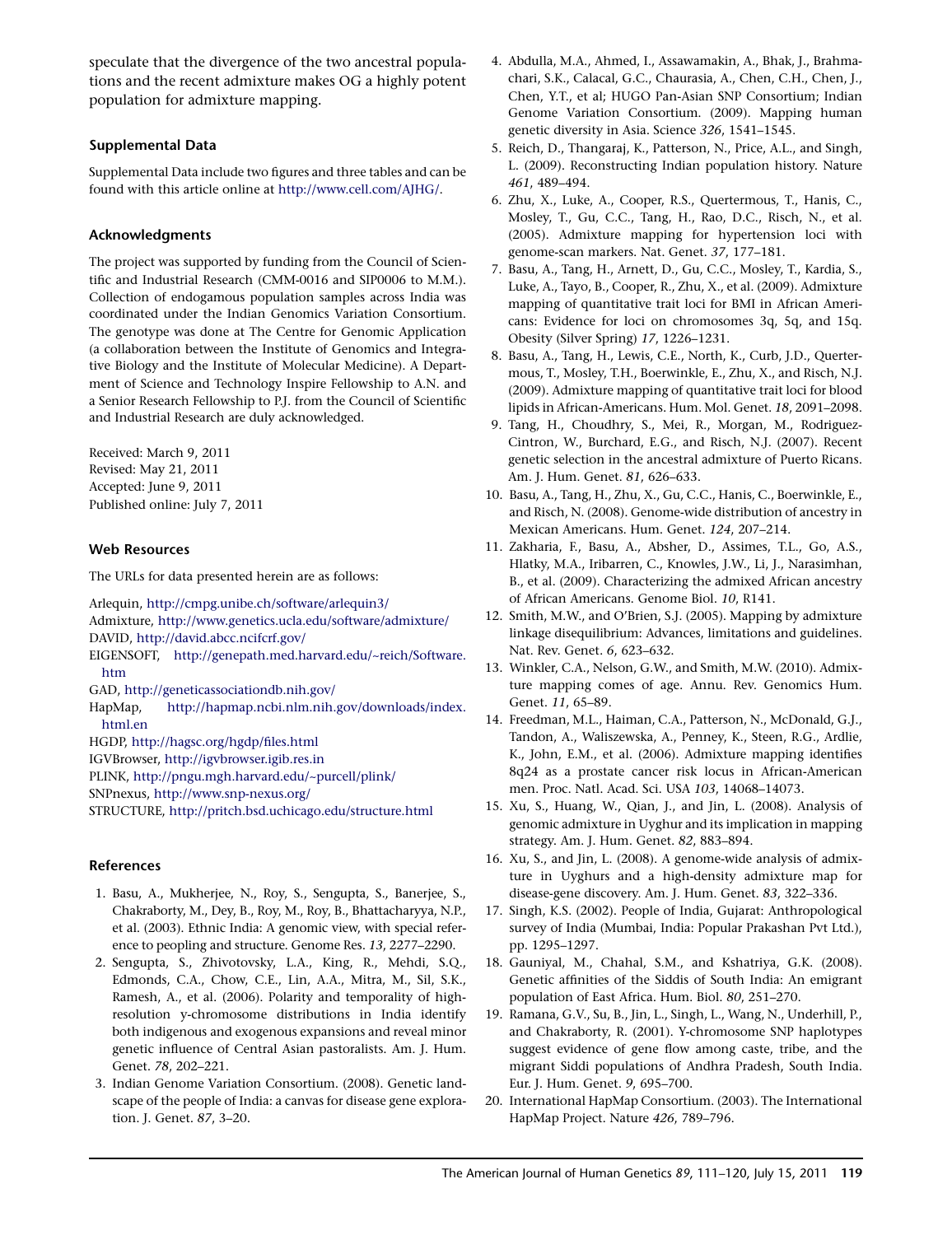speculate that the divergence of the two ancestral populations and the recent admixture makes OG a highly potent population for admixture mapping.

### Supplemental Data

Supplemental Data include two figures and three tables and can be found with this article online at http://www.cell.com/AJHG/.

### Acknowledgments

The project was supported by funding from the Council of Scientific and Industrial Research (CMM-0016 and SIP0006 to M.M.). Collection of endogamous population samples across India was coordinated under the Indian Genomics Variation Consortium. The genotype was done at The Centre for Genomic Application (a collaboration between the Institute of Genomics and Integrative Biology and the Institute of Molecular Medicine). A Department of Science and Technology Inspire Fellowship to A.N. and a Senior Research Fellowship to P.J. from the Council of Scientific and Industrial Research are duly acknowledged.

Received: March 9, 2011
Revised: May 21, 2011
Accepted: June 9, 2011
Published online: July 7, 2011

### Web Resources

The URLs for data presented herein are as follows:

Arlequin, http://cmpg.unibe.ch/software/arlequin3/
Admixture, http://www.genetics.ucla.edu/software/admixture/
DAVID, http://david.abcc.ncifcrf.gov/
EIGENSOFT, http://genepath.med.harvard.edu/~reich/Software.htm
GAD, http://geneticassociationdb.nih.gov/
HapMap, http://hapmap.ncbi.nlm.nih.gov/downloads/index.html.en
HGDP, http://hagsc.org/hgdp/files.html
IGVBrowser, http://igvbrowser.igib.res.in
PLINK, http://pngu.mgh.harvard.edu/~purcell/plink/
SNPnexus, http://www.snp-nexus.org/
STRUCTURE, http://pritch.bsd.uchicago.edu/structure.html

### References

1. Basu, A., Mukherjee, N., Roy, S., Sengupta, S., Banerjee, S., Chakraborty, M., Dey, B., Roy, M., Roy, B., Bhattacharyya, N.P., et al. (2003). Ethnic India: A genomic view, with special reference to peopling and structure. Genome Res. *13*, 2277–2290.
2. Sengupta, S., Zhivotovsky, L.A., King, R., Mehdi, S.Q., Edmonds, C.A., Chow, C.E., Lin, A.A., Mitra, M., Sil, S.K., Ramesh, A., et al. (2006). Polarity and temporality of high-resolution y-chromosome distributions in India identify both indigenous and exogenous expansions and reveal minor genetic influence of Central Asian pastoralists. Am. J. Hum. Genet. *78*, 202–221.
3. Indian Genome Variation Consortium. (2008). Genetic landscape of the people of India: a canvas for disease gene exploration. J. Genet. *87*, 3–20.
4. Abdulla, M.A., Ahmed, I., Assawamakin, A., Bhak, J., Brahmachari, S.K., Calacal, G.C., Chaurasia, A., Chen, C.H., Chen, J., Chen, Y.T., et al; HUGO Pan-Asian SNP Consortium; Indian Genome Variation Consortium. (2009). Mapping human genetic diversity in Asia. Science *326*, 1541–1545.
5. Reich, D., Thangaraj, K., Patterson, N., Price, A.L., and Singh, L. (2009). Reconstructing Indian population history. Nature *461*, 489–494.
6. Zhu, X., Luke, A., Cooper, R.S., Quertermous, T., Hanis, C., Mosley, T., Gu, C.C., Tang, H., Rao, D.C., Risch, N., et al. (2005). Admixture mapping for hypertension loci with genome-scan markers. Nat. Genet. *37*, 177–181.
7. Basu, A., Tang, H., Arnett, D., Gu, C.C., Mosley, T., Kardia, S., Luke, A., Tayo, B., Cooper, R., Zhu, X., et al. (2009). Admixture mapping of quantitative trait loci for BMI in African Americans: Evidence for loci on chromosomes 3q, 5q, and 15q. Obesity (Silver Spring) *17*, 1226–1231.
8. Basu, A., Tang, H., Lewis, C.E., North, K., Curb, J.D., Quertermous, T., Mosley, T.H., Boerwinkle, E., Zhu, X., and Risch, N.J. (2009). Admixture mapping of quantitative trait loci for blood lipids in African-Americans. Hum. Mol. Genet. *18*, 2091–2098.
9. Tang, H., Choudhry, S., Mei, R., Morgan, M., Rodriguez-Cintron, W., Burchard, E.G., and Risch, N.J. (2007). Recent genetic selection in the ancestral admixture of Puerto Ricans. Am. J. Hum. Genet. *81*, 626–633.
10. Basu, A., Tang, H., Zhu, X., Gu, C.C., Hanis, C., Boerwinkle, E., and Risch, N. (2008). Genome-wide distribution of ancestry in Mexican Americans. Hum. Genet. *124*, 207–214.
11. Zakharia, F., Basu, A., Absher, D., Assimes, T.L., Go, A.S., Hlatky, M.A., Iribarren, C., Knowles, J.W., Li, J., Narasimhan, B., et al. (2009). Characterizing the admixed African ancestry of African Americans. Genome Biol. *10*, R141.
12. Smith, M.W., and O'Brien, S.J. (2005). Mapping by admixture linkage disequilibrium: Advances, limitations and guidelines. Nat. Rev. Genet. *6*, 623–632.
13. Winkler, C.A., Nelson, G.W., and Smith, M.W. (2010). Admixture mapping comes of age. Annu. Rev. Genomics Hum. Genet. *11*, 65–89.
14. Freedman, M.L., Haiman, C.A., Patterson, N., McDonald, G.J., Tandon, A., Waliszewska, A., Penney, K., Steen, R.G., Ardlie, K., John, E.M., et al. (2006). Admixture mapping identifies 8q24 as a prostate cancer risk locus in African-American men. Proc. Natl. Acad. Sci. USA *103*, 14068–14073.
15. Xu, S., Huang, W., Qian, J., and Jin, L. (2008). Analysis of genomic admixture in Uyghur and its implication in mapping strategy. Am. J. Hum. Genet. *82*, 883–894.
16. Xu, S., and Jin, L. (2008). A genome-wide analysis of admixture in Uyghurs and a high-density admixture map for disease-gene discovery. Am. J. Hum. Genet. *83*, 322–336.
17. Singh, K.S. (2002). People of India, Gujarat: Anthropological survey of India (Mumbai, India: Popular Prakashan Pvt Ltd.), pp. 1295–1297.
18. Gauniyal, M., Chahal, S.M., and Kshatriya, G.K. (2008). Genetic affinities of the Siddis of South India: An emigrant population of East Africa. Hum. Biol. *80*, 251–270.
19. Ramana, G.V., Su, B., Jin, L., Singh, L., Wang, N., Underhill, P., and Chakraborty, R. (2001). Y-chromosome SNP haplotypes suggest evidence of gene flow among caste, tribe, and the migrant Siddi populations of Andhra Pradesh, South India. Eur. J. Hum. Genet. *9*, 695–700.
20. International HapMap Consortium. (2003). The International HapMap Project. Nature *426*, 789–796.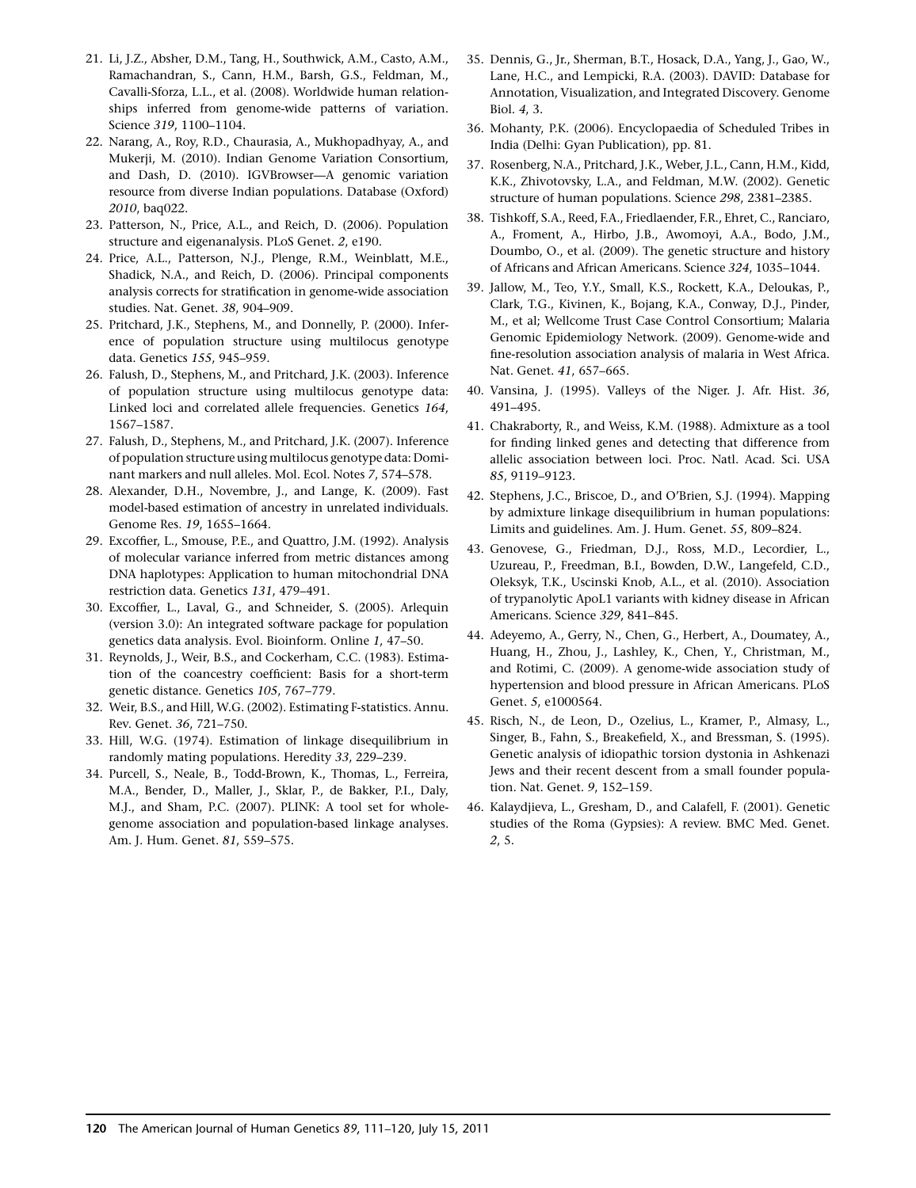21. Li, J.Z., Absher, D.M., Tang, H., Southwick, A.M., Casto, A.M., Ramachandran, S., Cann, H.M., Barsh, G.S., Feldman, M., Cavalli-Sforza, L.L., et al. (2008). Worldwide human relationships inferred from genome-wide patterns of variation. Science *319*, 1100–1104.

22. Narang, A., Roy, R.D., Chaurasia, A., Mukhopadhyay, A., and Mukerji, M. (2010). Indian Genome Variation Consortium, and Dash, D. (2010). IGVBrowser—A genomic variation resource from diverse Indian populations. Database (Oxford) *2010*, baq022.

23. Patterson, N., Price, A.L., and Reich, D. (2006). Population structure and eigenanalysis. PLoS Genet. *2*, e190.

24. Price, A.L., Patterson, N.J., Plenge, R.M., Weinblatt, M.E., Shadick, N.A., and Reich, D. (2006). Principal components analysis corrects for stratification in genome-wide association studies. Nat. Genet. *38*, 904–909.

25. Pritchard, J.K., Stephens, M., and Donnelly, P. (2000). Inference of population structure using multilocus genotype data. Genetics *155*, 945–959.

26. Falush, D., Stephens, M., and Pritchard, J.K. (2003). Inference of population structure using multilocus genotype data: Linked loci and correlated allele frequencies. Genetics *164*, 1567–1587.

27. Falush, D., Stephens, M., and Pritchard, J.K. (2007). Inference of population structure using multilocus genotype data: Dominant markers and null alleles. Mol. Ecol. Notes *7*, 574–578.

28. Alexander, D.H., Novembre, J., and Lange, K. (2009). Fast model-based estimation of ancestry in unrelated individuals. Genome Res. *19*, 1655–1664.

29. Excoffier, L., Smouse, P.E., and Quattro, J.M. (1992). Analysis of molecular variance inferred from metric distances among DNA haplotypes: Application to human mitochondrial DNA restriction data. Genetics *131*, 479–491.

30. Excoffier, L., Laval, G., and Schneider, S. (2005). Arlequin (version 3.0): An integrated software package for population genetics data analysis. Evol. Bioinform. Online *1*, 47–50.

31. Reynolds, J., Weir, B.S., and Cockerham, C.C. (1983). Estimation of the coancestry coefficient: Basis for a short-term genetic distance. Genetics *105*, 767–779.

32. Weir, B.S., and Hill, W.G. (2002). Estimating F-statistics. Annu. Rev. Genet. *36*, 721–750.

33. Hill, W.G. (1974). Estimation of linkage disequilibrium in randomly mating populations. Heredity *33*, 229–239.

34. Purcell, S., Neale, B., Todd-Brown, K., Thomas, L., Ferreira, M.A., Bender, D., Maller, J., Sklar, P., de Bakker, P.I., Daly, M.J., and Sham, P.C. (2007). PLINK: A tool set for whole-genome association and population-based linkage analyses. Am. J. Hum. Genet. *81*, 559–575.

35. Dennis, G., Jr., Sherman, B.T., Hosack, D.A., Yang, J., Gao, W., Lane, H.C., and Lempicki, R.A. (2003). DAVID: Database for Annotation, Visualization, and Integrated Discovery. Genome Biol. *4*, 3.

36. Mohanty, P.K. (2006). Encyclopaedia of Scheduled Tribes in India (Delhi: Gyan Publication), pp. 81.

37. Rosenberg, N.A., Pritchard, J.K., Weber, J.L., Cann, H.M., Kidd, K.K., Zhivotovsky, L.A., and Feldman, M.W. (2002). Genetic structure of human populations. Science *298*, 2381–2385.

38. Tishkoff, S.A., Reed, F.A., Friedlaender, F.R., Ehret, C., Ranciaro, A., Froment, A., Hirbo, J.B., Awomoyi, A.A., Bodo, J.M., Doumbo, O., et al. (2009). The genetic structure and history of Africans and African Americans. Science *324*, 1035–1044.

39. Jallow, M., Teo, Y.Y., Small, K.S., Rockett, K.A., Deloukas, P., Clark, T.G., Kivinen, K., Bojang, K.A., Conway, D.J., Pinder, M., et al; Wellcome Trust Case Control Consortium; Malaria Genomic Epidemiology Network. (2009). Genome-wide and fine-resolution association analysis of malaria in West Africa. Nat. Genet. *41*, 657–665.

40. Vansina, J. (1995). Valleys of the Niger. J. Afr. Hist. *36*, 491–495.

41. Chakraborty, R., and Weiss, K.M. (1988). Admixture as a tool for finding linked genes and detecting that difference from allelic association between loci. Proc. Natl. Acad. Sci. USA *85*, 9119–9123.

42. Stephens, J.C., Briscoe, D., and O'Brien, S.J. (1994). Mapping by admixture linkage disequilibrium in human populations: Limits and guidelines. Am. J. Hum. Genet. *55*, 809–824.

43. Genovese, G., Friedman, D.J., Ross, M.D., Lecordier, L., Uzureau, P., Freedman, B.I., Bowden, D.W., Langefeld, C.D., Oleksyk, T.K., Uscinski Knob, A.L., et al. (2010). Association of trypanolytic ApoL1 variants with kidney disease in African Americans. Science *329*, 841–845.

44. Adeyemo, A., Gerry, N., Chen, G., Herbert, A., Doumatey, A., Huang, H., Zhou, J., Lashley, K., Chen, Y., Christman, M., and Rotimi, C. (2009). A genome-wide association study of hypertension and blood pressure in African Americans. PLoS Genet. *5*, e1000564.

45. Risch, N., de Leon, D., Ozelius, L., Kramer, P., Almasy, L., Singer, B., Fahn, S., Breakefield, X., and Bressman, S. (1995). Genetic analysis of idiopathic torsion dystonia in Ashkenazi Jews and their recent descent from a small founder population. Nat. Genet. *9*, 152–159.

46. Kalaydjieva, L., Gresham, D., and Calafell, F. (2001). Genetic studies of the Roma (Gypsies): A review. BMC Med. Genet. *2*, 5.